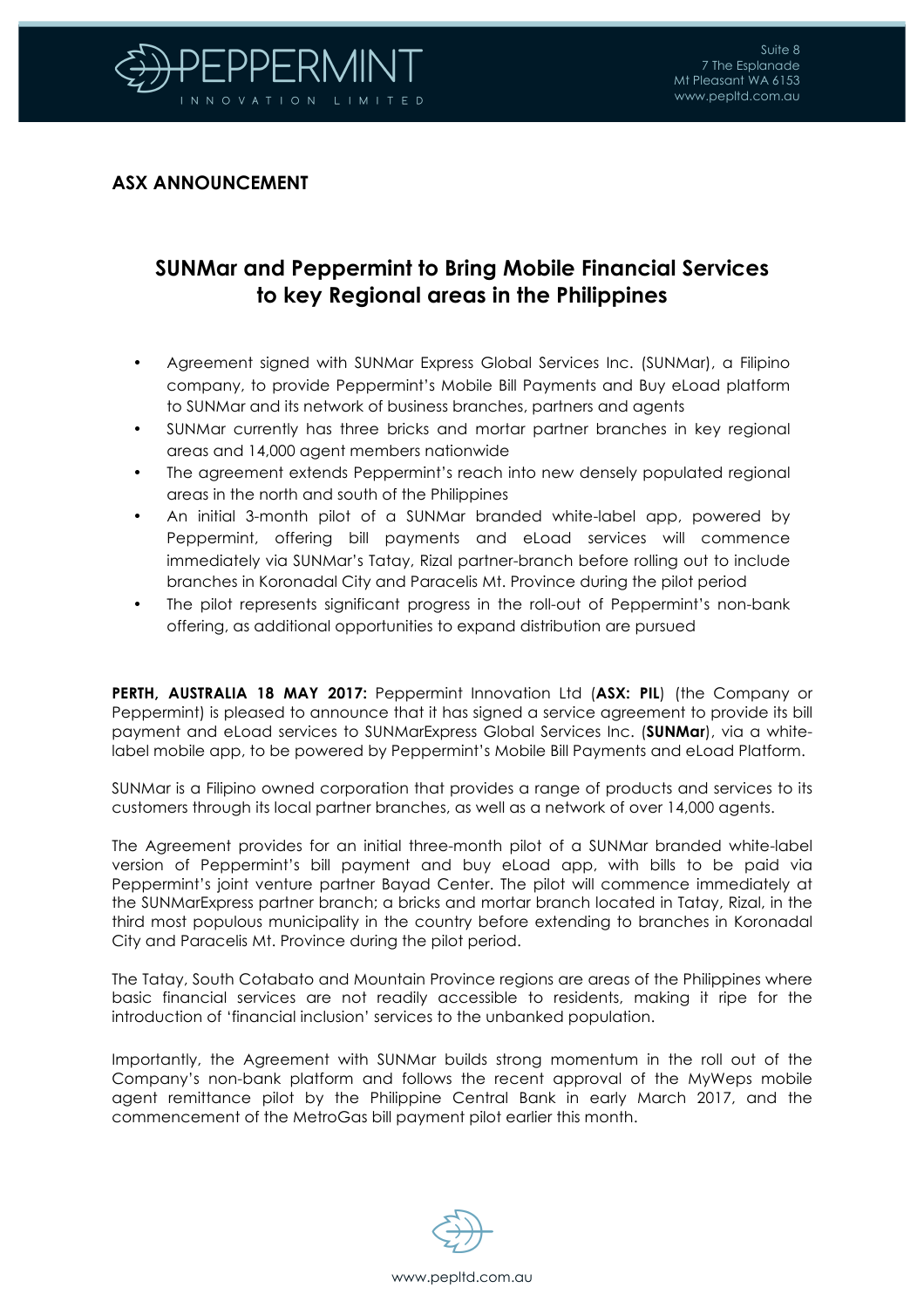**ASX ANNOUNCEMENT**

# SUNMar and Peppermint to Bring Mobile Financial Services to key Regional areas in the Philippines

- Agreement signed with SUNMar Express Global Services Inc. (SUNMar), a Filipino company, to provide Peppermint's Mobile Bill Payments and Buy eLoad platform to SUNMar and its network of business branches, partners and agents
- SUNMar currently has three bricks and mortar partner branches in key regional areas and 14,000 agent members nationwide
- The agreement extends Peppermint's reach into new densely populated regional areas in the north and south of the Philippines
- An initial 3-month pilot of a SUNMar branded white-label app, powered by Peppermint, offering bill payments and eLoad services will commence immediately via SUNMar's Tatay, Rizal partner-branch before rolling out to include branches in Koronadal City and Paracelis Mt. Province during the pilot period
- The pilot represents significant progress in the roll-out of Peppermint's non-bank offering, as additional opportunities to expand distribution are pursued

**PERTH, AUSTRALIA 18 MAY 2017:** Peppermint Innovation Ltd (**ASX: PIL**) (the Company or Peppermint) is pleased to announce that it has signed a service agreement to provide its bill payment and eLoad services to SUNMarExpress Global Services Inc. (**SUNMar**), via a white-label mobile app, to be powered by Peppermint's Mobile Bill Payments and eLoad Platform.

SUNMar is a Filipino owned corporation that provides a range of products and services to its customers through its local partner branches, as well as a network of over 14,000 agents.

The Agreement provides for an initial three-month pilot of a SUNMar branded white-label version of Peppermint's bill payment and buy eLoad app, with bills to be paid via Peppermint's joint venture partner Bayad Center. The pilot will commence immediately at the SUNMarExpress partner branch; a bricks and mortar branch located in Tatay, Rizal, in the third most populous municipality in the country before extending to branches in Koronadal City and Paracelis Mt. Province during the pilot period.

The Tatay, South Cotabato and Mountain Province regions are areas of the Philippines where basic financial services are not readily accessible to residents, making it ripe for the introduction of 'financial inclusion' services to the unbanked population.

Importantly, the Agreement with SUNMar builds strong momentum in the roll out of the Company's non-bank platform and follows the recent approval of the MyWeps mobile agent remittance pilot by the Philippine Central Bank in early March 2017, and the commencement of the MetroGas bill payment pilot earlier this month.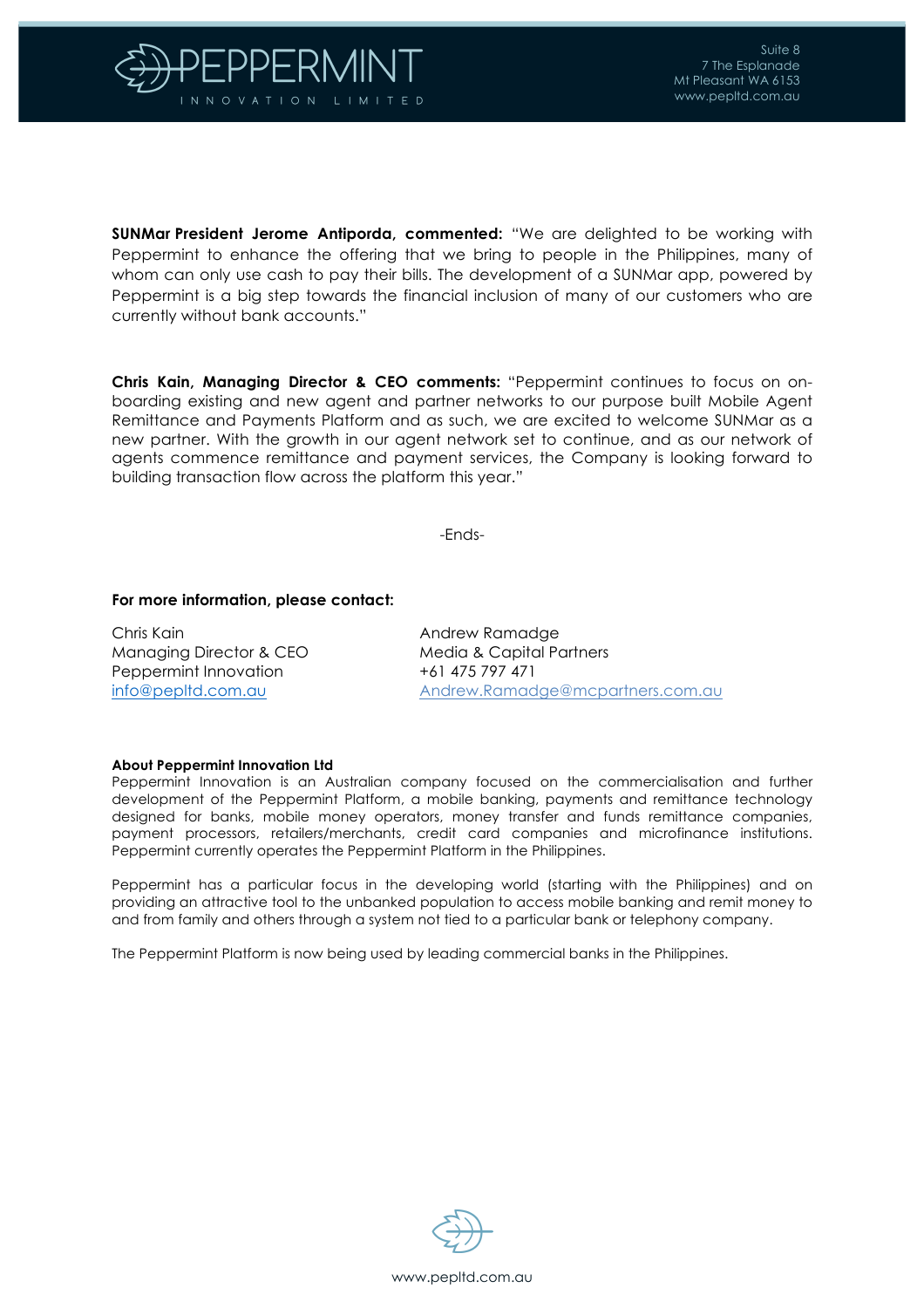**SUNMar President Jerome Antiporda, commented:** "We are delighted to be working with Peppermint to enhance the offering that we bring to people in the Philippines, many of whom can only use cash to pay their bills. The development of a SUNMar app, powered by Peppermint is a big step towards the financial inclusion of many of our customers who are currently without bank accounts."

**Chris Kain, Managing Director & CEO comments:** "Peppermint continues to focus on on-boarding existing and new agent and partner networks to our purpose built Mobile Agent Remittance and Payments Platform and as such, we are excited to welcome SUNMar as a new partner. With the growth in our agent network set to continue, and as our network of agents commence remittance and payment services, the Company is looking forward to building transaction flow across the platform this year."

-Ends-

**For more information, please contact:**

Chris Kain
Managing Director & CEO
Peppermint Innovation
info@pepltd.com.au

Andrew Ramadge
Media & Capital Partners
+61 475 797 471
Andrew.Ramadge@mcpartners.com.au

**About Peppermint Innovation Ltd**

Peppermint Innovation is an Australian company focused on the commercialisation and further development of the Peppermint Platform, a mobile banking, payments and remittance technology designed for banks, mobile money operators, money transfer and funds remittance companies, payment processors, retailers/merchants, credit card companies and microfinance institutions. Peppermint currently operates the Peppermint Platform in the Philippines.

Peppermint has a particular focus in the developing world (starting with the Philippines) and on providing an attractive tool to the unbanked population to access mobile banking and remit money to and from family and others through a system not tied to a particular bank or telephony company.

The Peppermint Platform is now being used by leading commercial banks in the Philippines.